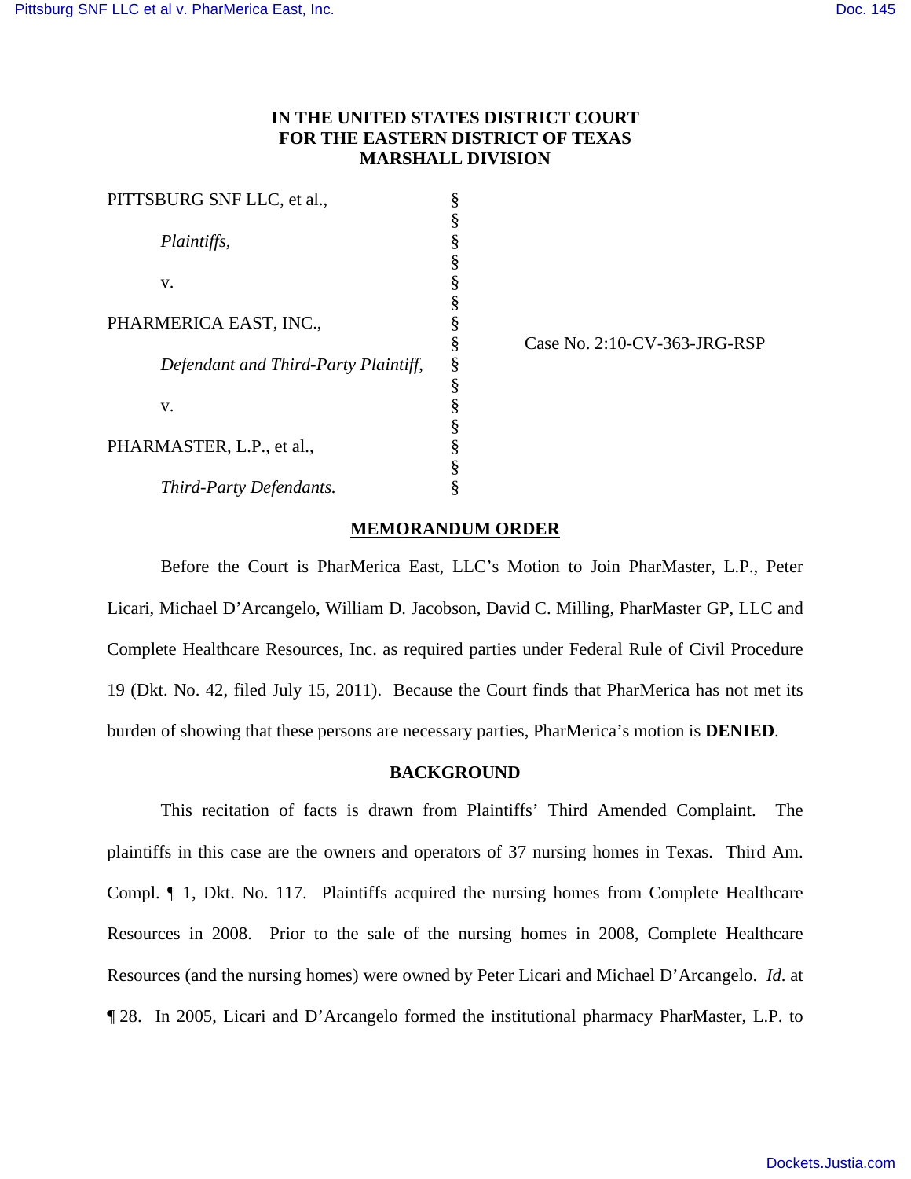**IN THE UNITED STATES DISTRICT COURT**
**FOR THE EASTERN DISTRICT OF TEXAS**
**MARSHALL DIVISION**

| | | |
|---|---|---|
| PITTSBURG SNF LLC, et al., | § | |
| *Plaintiffs,* | § | |
| v. | § | |
| PHARMERICA EAST, INC., | § | Case No. 2:10-CV-363-JRG-RSP |
| *Defendant and Third-Party Plaintiff,* | § | |
| v. | § | |
| PHARMASTER, L.P., et al., | § | |
| *Third-Party Defendants.* | § | |

**MEMORANDUM ORDER**

Before the Court is PharMerica East, LLC's Motion to Join PharMaster, L.P., Peter Licari, Michael D'Arcangelo, William D. Jacobson, David C. Milling, PharMaster GP, LLC and Complete Healthcare Resources, Inc. as required parties under Federal Rule of Civil Procedure 19 (Dkt. No. 42, filed July 15, 2011). Because the Court finds that PharMerica has not met its burden of showing that these persons are necessary parties, PharMerica's motion is **DENIED**.

**BACKGROUND**

This recitation of facts is drawn from Plaintiffs' Third Amended Complaint. The plaintiffs in this case are the owners and operators of 37 nursing homes in Texas. Third Am. Compl. ¶ 1, Dkt. No. 117. Plaintiffs acquired the nursing homes from Complete Healthcare Resources in 2008. Prior to the sale of the nursing homes in 2008, Complete Healthcare Resources (and the nursing homes) were owned by Peter Licari and Michael D'Arcangelo. *Id.* at ¶ 28. In 2005, Licari and D'Arcangelo formed the institutional pharmacy PharMaster, L.P. to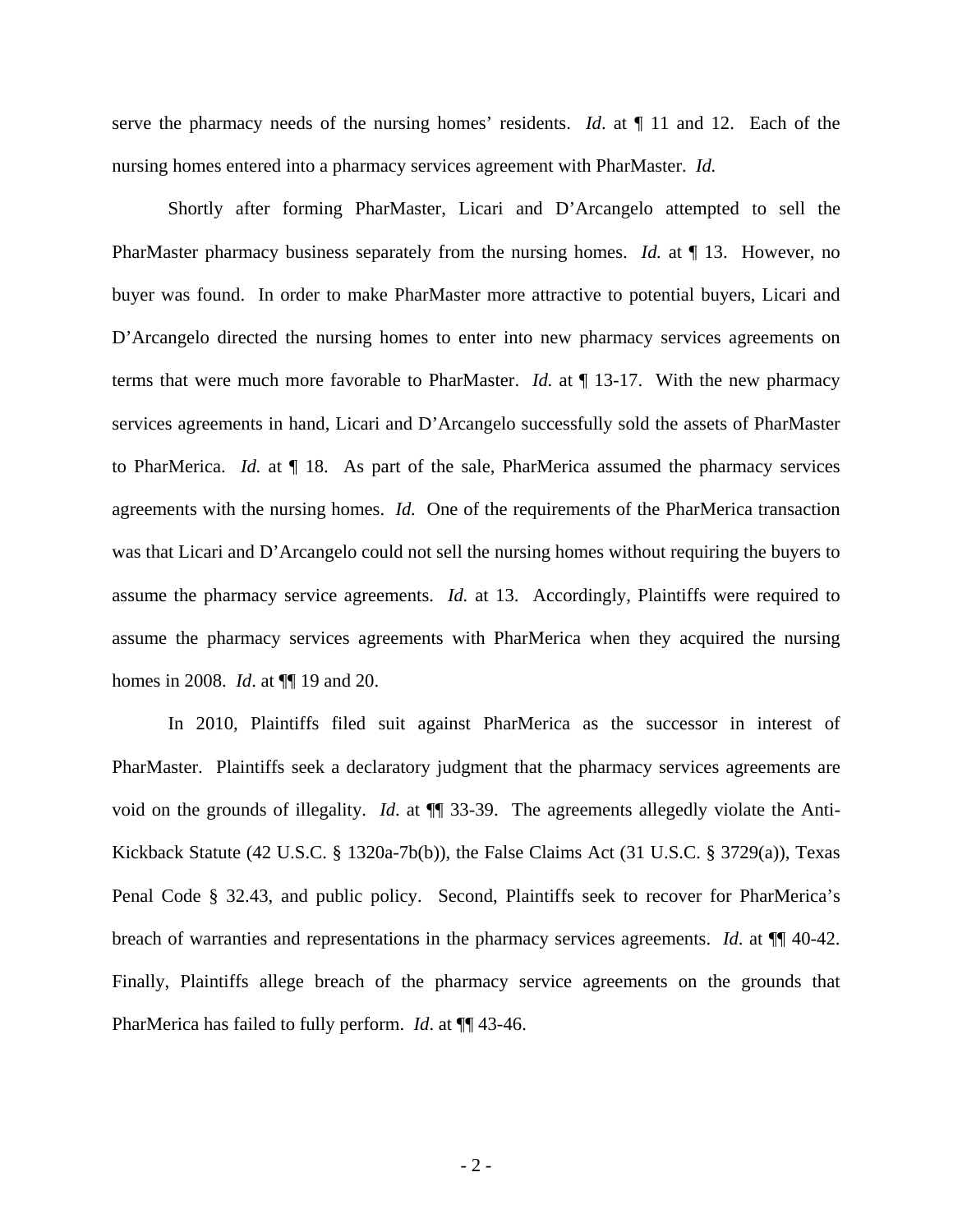serve the pharmacy needs of the nursing homes' residents. *Id*. at ¶ 11 and 12. Each of the nursing homes entered into a pharmacy services agreement with PharMaster. *Id.*

Shortly after forming PharMaster, Licari and D'Arcangelo attempted to sell the PharMaster pharmacy business separately from the nursing homes. *Id.* at ¶ 13. However, no buyer was found. In order to make PharMaster more attractive to potential buyers, Licari and D'Arcangelo directed the nursing homes to enter into new pharmacy services agreements on terms that were much more favorable to PharMaster. *Id.* at ¶ 13-17. With the new pharmacy services agreements in hand, Licari and D'Arcangelo successfully sold the assets of PharMaster to PharMerica. *Id.* at ¶ 18. As part of the sale, PharMerica assumed the pharmacy services agreements with the nursing homes. *Id.* One of the requirements of the PharMerica transaction was that Licari and D'Arcangelo could not sell the nursing homes without requiring the buyers to assume the pharmacy service agreements. *Id.* at 13. Accordingly, Plaintiffs were required to assume the pharmacy services agreements with PharMerica when they acquired the nursing homes in 2008. *Id*. at ¶¶ 19 and 20.

In 2010, Plaintiffs filed suit against PharMerica as the successor in interest of PharMaster. Plaintiffs seek a declaratory judgment that the pharmacy services agreements are void on the grounds of illegality. *Id*. at ¶¶ 33-39. The agreements allegedly violate the Anti-Kickback Statute (42 U.S.C. § 1320a-7b(b)), the False Claims Act (31 U.S.C. § 3729(a)), Texas Penal Code § 32.43, and public policy. Second, Plaintiffs seek to recover for PharMerica's breach of warranties and representations in the pharmacy services agreements. *Id*. at ¶¶ 40-42. Finally, Plaintiffs allege breach of the pharmacy service agreements on the grounds that PharMerica has failed to fully perform. *Id*. at ¶¶ 43-46.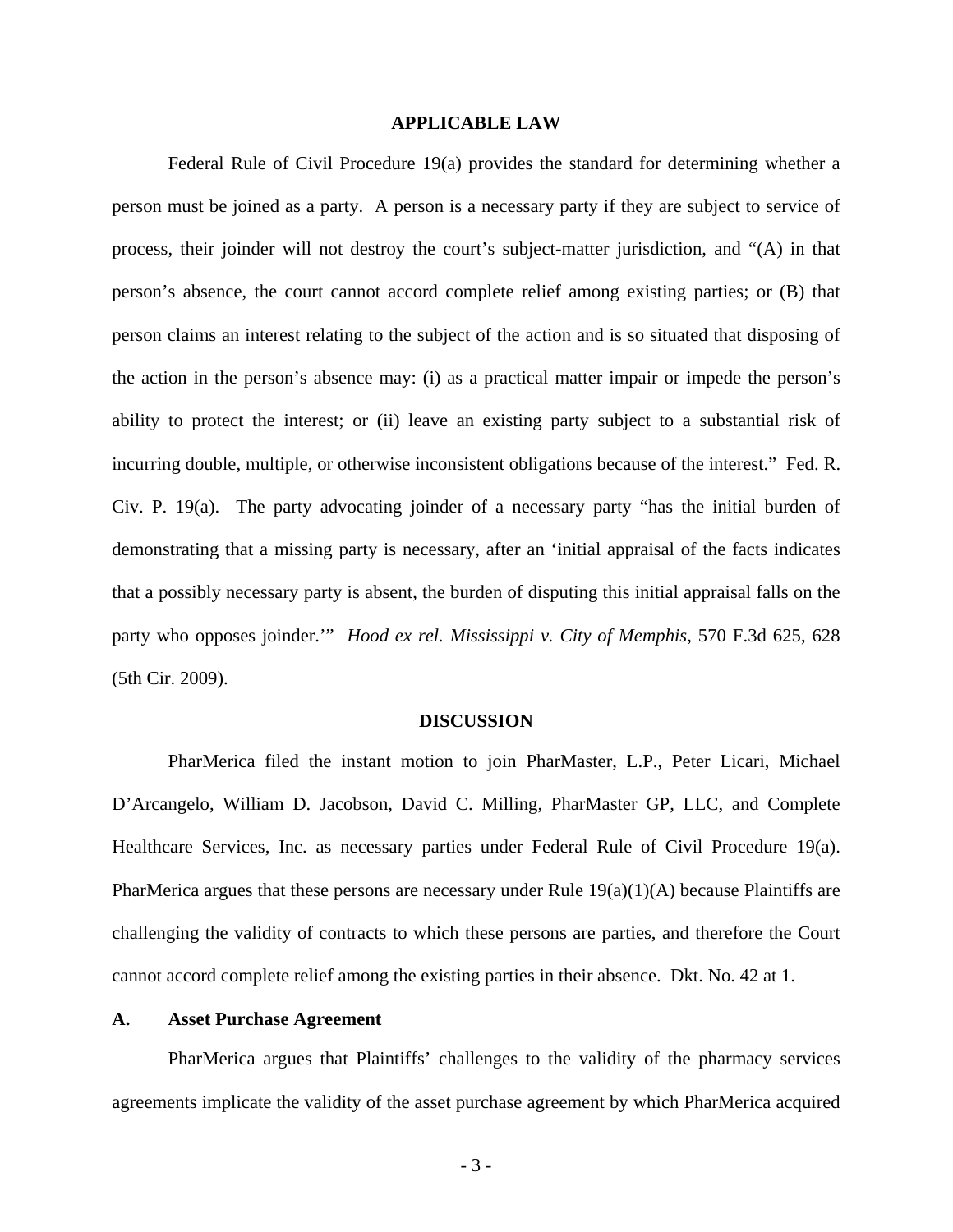## APPLICABLE LAW

Federal Rule of Civil Procedure 19(a) provides the standard for determining whether a person must be joined as a party. A person is a necessary party if they are subject to service of process, their joinder will not destroy the court's subject-matter jurisdiction, and "(A) in that person's absence, the court cannot accord complete relief among existing parties; or (B) that person claims an interest relating to the subject of the action and is so situated that disposing of the action in the person's absence may: (i) as a practical matter impair or impede the person's ability to protect the interest; or (ii) leave an existing party subject to a substantial risk of incurring double, multiple, or otherwise inconsistent obligations because of the interest." Fed. R. Civ. P. 19(a). The party advocating joinder of a necessary party "has the initial burden of demonstrating that a missing party is necessary, after an 'initial appraisal of the facts indicates that a possibly necessary party is absent, the burden of disputing this initial appraisal falls on the party who opposes joinder.'" *Hood ex rel. Mississippi v. City of Memphis*, 570 F.3d 625, 628 (5th Cir. 2009).

## DISCUSSION

PharMerica filed the instant motion to join PharMaster, L.P., Peter Licari, Michael D'Arcangelo, William D. Jacobson, David C. Milling, PharMaster GP, LLC, and Complete Healthcare Services, Inc. as necessary parties under Federal Rule of Civil Procedure 19(a). PharMerica argues that these persons are necessary under Rule 19(a)(1)(A) because Plaintiffs are challenging the validity of contracts to which these persons are parties, and therefore the Court cannot accord complete relief among the existing parties in their absence. Dkt. No. 42 at 1.

### A. Asset Purchase Agreement

PharMerica argues that Plaintiffs' challenges to the validity of the pharmacy services agreements implicate the validity of the asset purchase agreement by which PharMerica acquired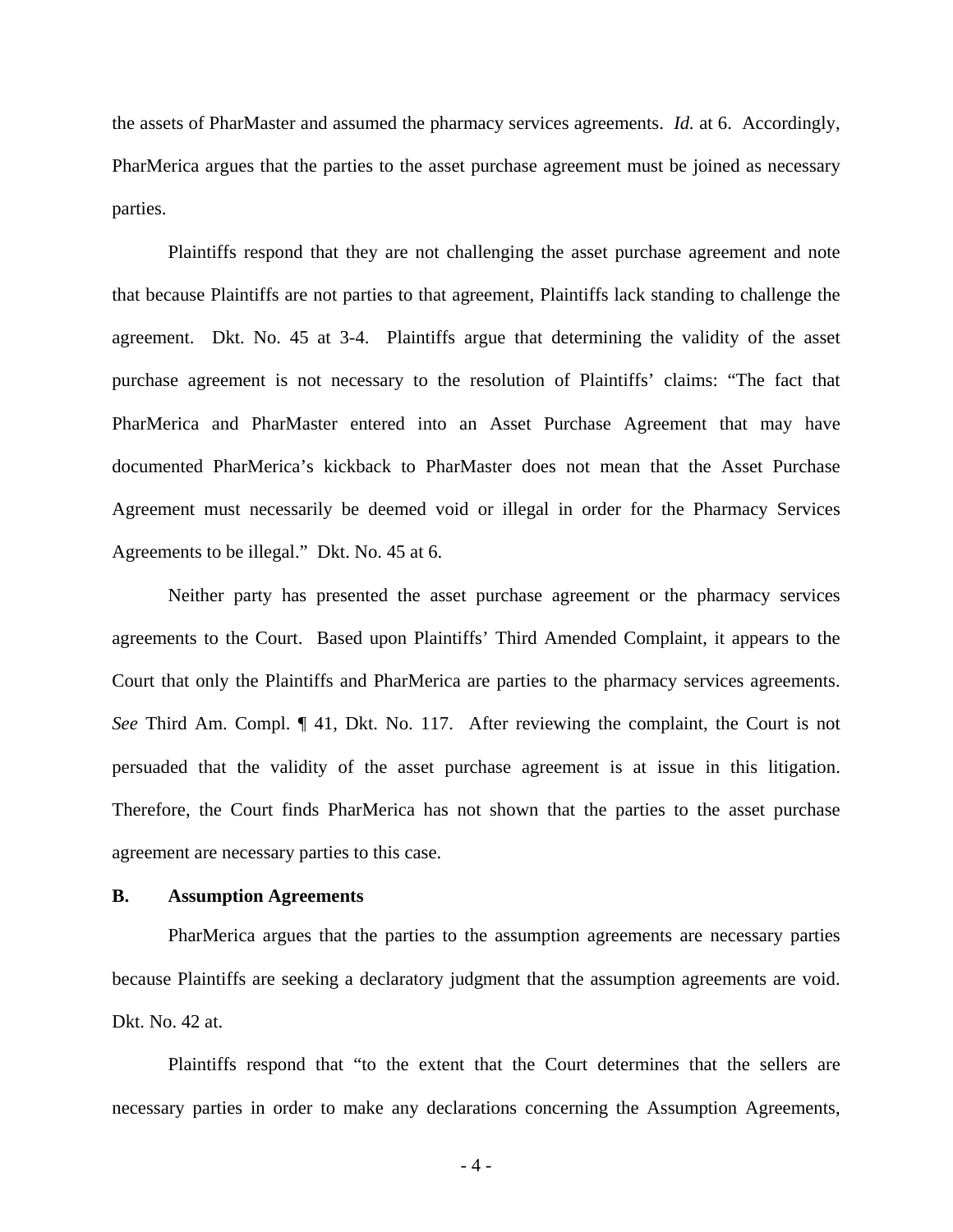the assets of PharMaster and assumed the pharmacy services agreements. *Id.* at 6. Accordingly, PharMerica argues that the parties to the asset purchase agreement must be joined as necessary parties.

Plaintiffs respond that they are not challenging the asset purchase agreement and note that because Plaintiffs are not parties to that agreement, Plaintiffs lack standing to challenge the agreement. Dkt. No. 45 at 3-4. Plaintiffs argue that determining the validity of the asset purchase agreement is not necessary to the resolution of Plaintiffs' claims: "The fact that PharMerica and PharMaster entered into an Asset Purchase Agreement that may have documented PharMerica's kickback to PharMaster does not mean that the Asset Purchase Agreement must necessarily be deemed void or illegal in order for the Pharmacy Services Agreements to be illegal." Dkt. No. 45 at 6.

Neither party has presented the asset purchase agreement or the pharmacy services agreements to the Court. Based upon Plaintiffs' Third Amended Complaint, it appears to the Court that only the Plaintiffs and PharMerica are parties to the pharmacy services agreements. *See* Third Am. Compl. ¶ 41, Dkt. No. 117. After reviewing the complaint, the Court is not persuaded that the validity of the asset purchase agreement is at issue in this litigation. Therefore, the Court finds PharMerica has not shown that the parties to the asset purchase agreement are necessary parties to this case.

**B. Assumption Agreements**

PharMerica argues that the parties to the assumption agreements are necessary parties because Plaintiffs are seeking a declaratory judgment that the assumption agreements are void. Dkt. No. 42 at.

Plaintiffs respond that "to the extent that the Court determines that the sellers are necessary parties in order to make any declarations concerning the Assumption Agreements,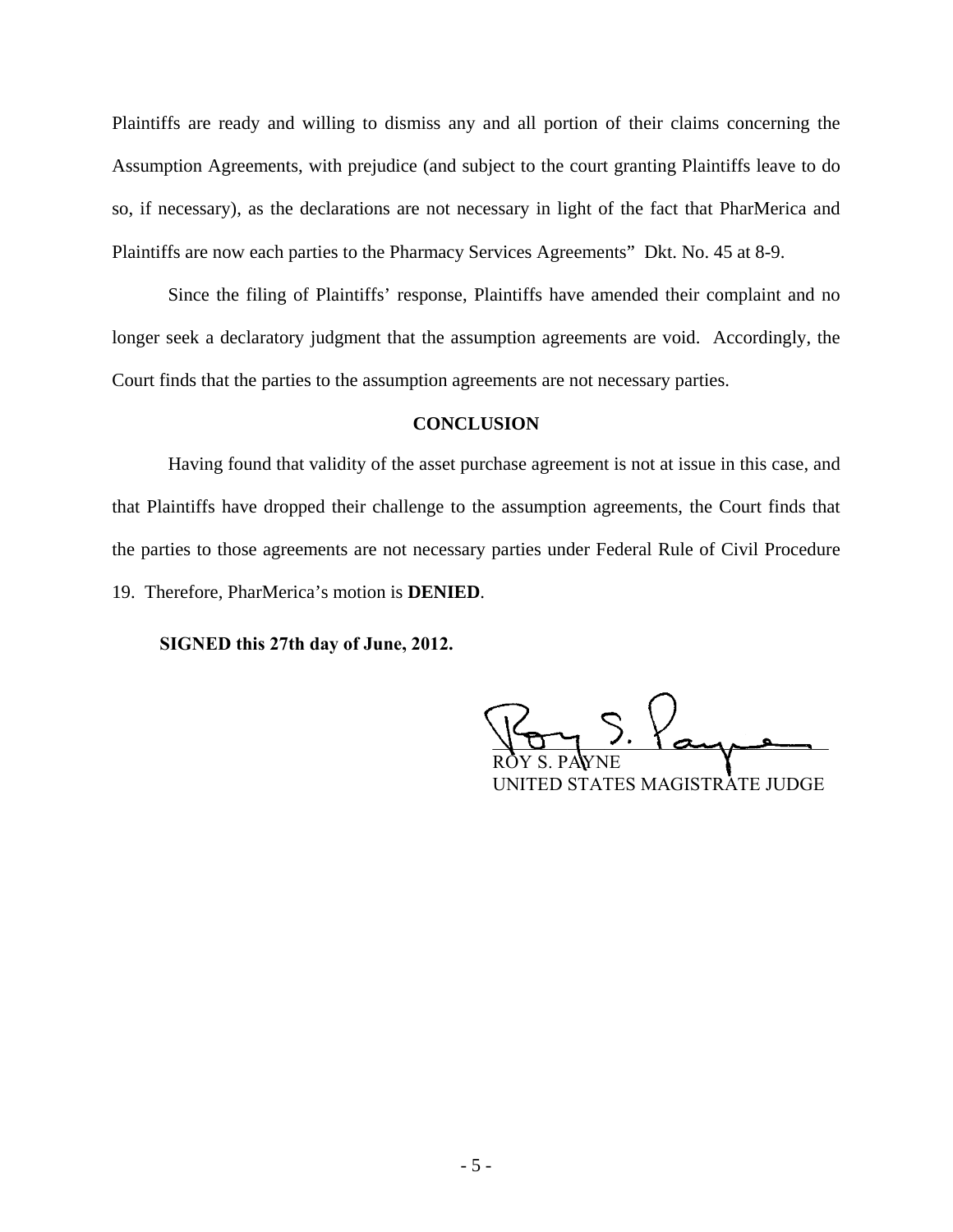Plaintiffs are ready and willing to dismiss any and all portion of their claims concerning the Assumption Agreements, with prejudice (and subject to the court granting Plaintiffs leave to do so, if necessary), as the declarations are not necessary in light of the fact that PharMerica and Plaintiffs are now each parties to the Pharmacy Services Agreements" Dkt. No. 45 at 8-9.

Since the filing of Plaintiffs' response, Plaintiffs have amended their complaint and no longer seek a declaratory judgment that the assumption agreements are void. Accordingly, the Court finds that the parties to the assumption agreements are not necessary parties.

**CONCLUSION**

Having found that validity of the asset purchase agreement is not at issue in this case, and that Plaintiffs have dropped their challenge to the assumption agreements, the Court finds that the parties to those agreements are not necessary parties under Federal Rule of Civil Procedure 19. Therefore, PharMerica's motion is **DENIED**.

**SIGNED this 27th day of June, 2012.**

ROY S. PAYNE
UNITED STATES MAGISTRATE JUDGE